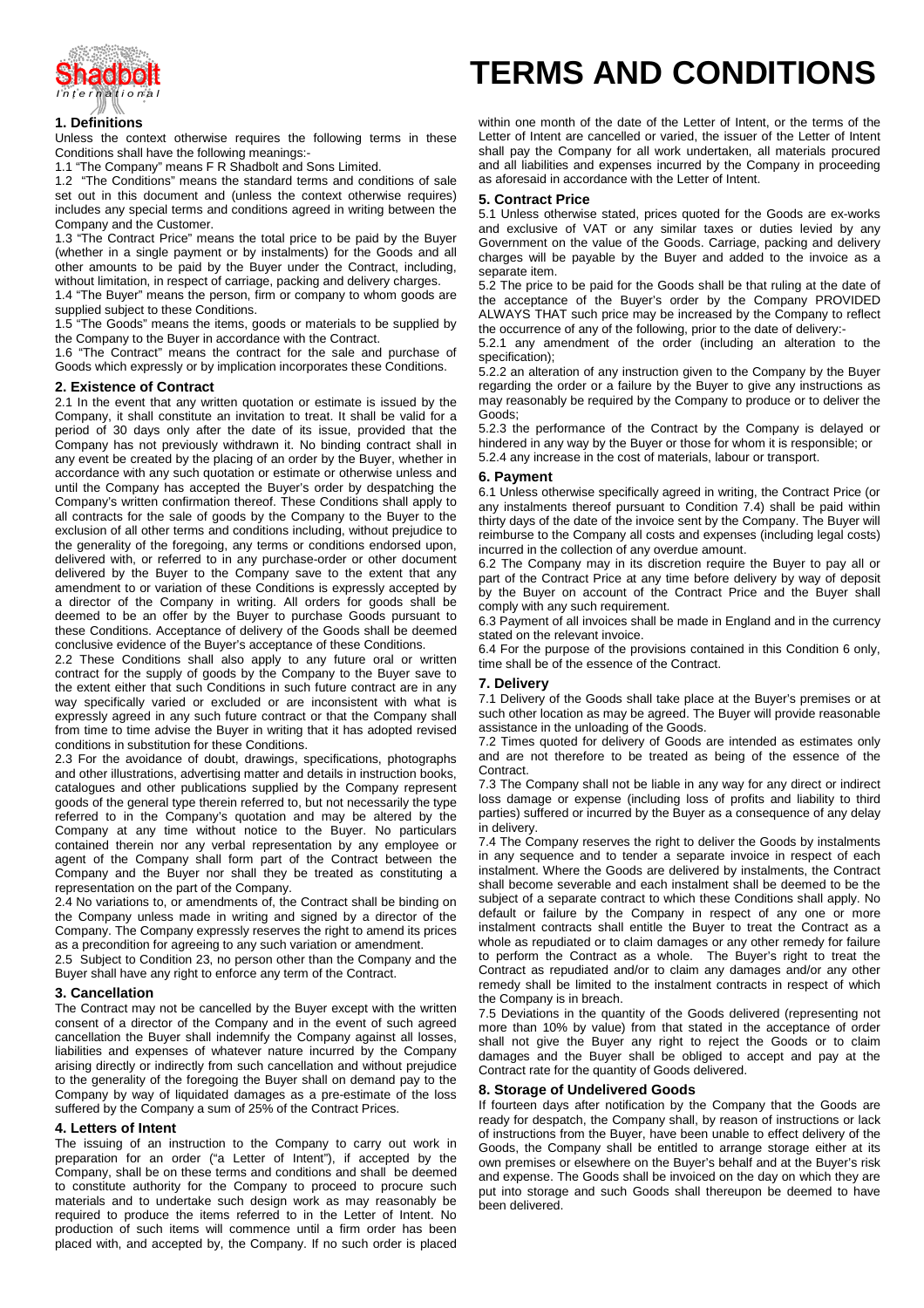# TERMS AND CONDITIONS

## 1. Definitions

Unless the context otherwise requires the following terms in these Conditions shall have the following meanings:-

1.1 "The Company" means F R Shadbolt and Sons Limited.

1.2 "The Conditions" means the standard terms and conditions of sale set out in this document and (unless the context otherwise requires) includes any special terms and conditions agreed in writing between the Company and the Customer.

1.3 "The Contract Price" means the total price to be paid by the Buyer (whether in a single payment or by instalments) for the Goods and all other amounts to be paid by the Buyer under the Contract, including, without limitation, in respect of carriage, packing and delivery charges.

1.4 "The Buyer" means the person, firm or company to whom goods are supplied subject to these Conditions.

1.5 "The Goods" means the items, goods or materials to be supplied by the Company to the Buyer in accordance with the Contract.

1.6 "The Contract" means the contract for the sale and purchase of Goods which expressly or by implication incorporates these Conditions.

## 2. Existence of Contract

2.1 In the event that any written quotation or estimate is issued by the Company, it shall constitute an invitation to treat. It shall be valid for a period of 30 days only after the date of its issue, provided that the Company has not previously withdrawn it. No binding contract shall in any event be created by the placing of an order by the Buyer, whether in accordance with any such quotation or estimate or otherwise unless and until the Company has accepted the Buyer's order by despatching the Company's written confirmation thereof. These Conditions shall apply to all contracts for the sale of goods by the Company to the Buyer to the exclusion of all other terms and conditions including, without prejudice to the generality of the foregoing, any terms or conditions endorsed upon, delivered with, or referred to in any purchase-order or other document delivered by the Buyer to the Company save to the extent that any amendment to or variation of these Conditions is expressly accepted by a director of the Company in writing. All orders for goods shall be deemed to be an offer by the Buyer to purchase Goods pursuant to these Conditions. Acceptance of delivery of the Goods shall be deemed conclusive evidence of the Buyer's acceptance of these Conditions.

2.2 These Conditions shall also apply to any future oral or written contract for the supply of goods by the Company to the Buyer save to the extent either that such Conditions in such future contract are in any way specifically varied or excluded or are inconsistent with what is expressly agreed in any such future contract or that the Company shall from time to time advise the Buyer in writing that it has adopted revised conditions in substitution for these Conditions.

2.3 For the avoidance of doubt, drawings, specifications, photographs and other illustrations, advertising matter and details in instruction books, catalogues and other publications supplied by the Company represent goods of the general type therein referred to, but not necessarily the type referred to in the Company's quotation and may be altered by the Company at any time without notice to the Buyer. No particulars contained therein nor any verbal representation by any employee or agent of the Company shall form part of the Contract between the Company and the Buyer nor shall they be treated as constituting a representation on the part of the Company.

2.4 No variations to, or amendments of, the Contract shall be binding on the Company unless made in writing and signed by a director of the Company. The Company expressly reserves the right to amend its prices as a precondition for agreeing to any such variation or amendment.

2.5 Subject to Condition 23, no person other than the Company and the Buyer shall have any right to enforce any term of the Contract.

## 3. Cancellation

The Contract may not be cancelled by the Buyer except with the written consent of a director of the Company and in the event of such agreed cancellation the Buyer shall indemnify the Company against all losses, liabilities and expenses of whatever nature incurred by the Company arising directly or indirectly from such cancellation and without prejudice to the generality of the foregoing the Buyer shall on demand pay to the Company by way of liquidated damages as a pre-estimate of the loss suffered by the Company a sum of 25% of the Contract Prices.

## 4. Letters of Intent

The issuing of an instruction to the Company to carry out work in preparation for an order ("a Letter of Intent"), if accepted by the Company, shall be on these terms and conditions and shall be deemed to constitute authority for the Company to proceed to procure such materials and to undertake such design work as may reasonably be required to produce the items referred to in the Letter of Intent. No production of such items will commence until a firm order has been placed with, and accepted by, the Company. If no such order is placed within one month of the date of the Letter of Intent, or the terms of the Letter of Intent are cancelled or varied, the issuer of the Letter of Intent shall pay the Company for all work undertaken, all materials procured and all liabilities and expenses incurred by the Company in proceeding as aforesaid in accordance with the Letter of Intent.

## 5. Contract Price

5.1 Unless otherwise stated, prices quoted for the Goods are ex-works and exclusive of VAT or any similar taxes or duties levied by any Government on the value of the Goods. Carriage, packing and delivery charges will be payable by the Buyer and added to the invoice as a separate item.

5.2 The price to be paid for the Goods shall be that ruling at the date of the acceptance of the Buyer's order by the Company PROVIDED ALWAYS THAT such price may be increased by the Company to reflect the occurrence of any of the following, prior to the date of delivery:-

5.2.1 any amendment of the order (including an alteration to the specification);

5.2.2 an alteration of any instruction given to the Company by the Buyer regarding the order or a failure by the Buyer to give any instructions as may reasonably be required by the Company to produce or to deliver the Goods;

5.2.3 the performance of the Contract by the Company is delayed or hindered in any way by the Buyer or those for whom it is responsible; or

5.2.4 any increase in the cost of materials, labour or transport.

## 6. Payment

6.1 Unless otherwise specifically agreed in writing, the Contract Price (or any instalments thereof pursuant to Condition 7.4) shall be paid within thirty days of the date of the invoice sent by the Company. The Buyer will reimburse to the Company all costs and expenses (including legal costs) incurred in the collection of any overdue amount.

6.2 The Company may in its discretion require the Buyer to pay all or part of the Contract Price at any time before delivery by way of deposit by the Buyer on account of the Contract Price and the Buyer shall comply with any such requirement.

6.3 Payment of all invoices shall be made in England and in the currency stated on the relevant invoice.

6.4 For the purpose of the provisions contained in this Condition 6 only, time shall be of the essence of the Contract.

## 7. Delivery

7.1 Delivery of the Goods shall take place at the Buyer's premises or at such other location as may be agreed. The Buyer will provide reasonable assistance in the unloading of the Goods.

7.2 Times quoted for delivery of Goods are intended as estimates only and are not therefore to be treated as being of the essence of the Contract.

7.3 The Company shall not be liable in any way for any direct or indirect loss damage or expense (including loss of profits and liability to third parties) suffered or incurred by the Buyer as a consequence of any delay in delivery.

7.4 The Company reserves the right to deliver the Goods by instalments in any sequence and to tender a separate invoice in respect of each instalment. Where the Goods are delivered by instalments, the Contract shall become severable and each instalment shall be deemed to be the subject of a separate contract to which these Conditions shall apply. No default or failure by the Company in respect of any one or more instalment contracts shall entitle the Buyer to treat the Contract as a whole as repudiated or to claim damages or any other remedy for failure to perform the Contract as a whole. The Buyer's right to treat the Contract as repudiated and/or to claim any damages and/or any other remedy shall be limited to the instalment contracts in respect of which the Company is in breach.

7.5 Deviations in the quantity of the Goods delivered (representing not more than 10% by value) from that stated in the acceptance of order shall not give the Buyer any right to reject the Goods or to claim damages and the Buyer shall be obliged to accept and pay at the Contract rate for the quantity of Goods delivered.

## 8. Storage of Undelivered Goods

If fourteen days after notification by the Company that the Goods are ready for despatch, the Company shall, by reason of instructions or lack of instructions from the Buyer, have been unable to effect delivery of the Goods, the Company shall be entitled to arrange storage either at its own premises or elsewhere on the Buyer's behalf and at the Buyer's risk and expense. The Goods shall be invoiced on the day on which they are put into storage and such Goods shall thereupon be deemed to have been delivered.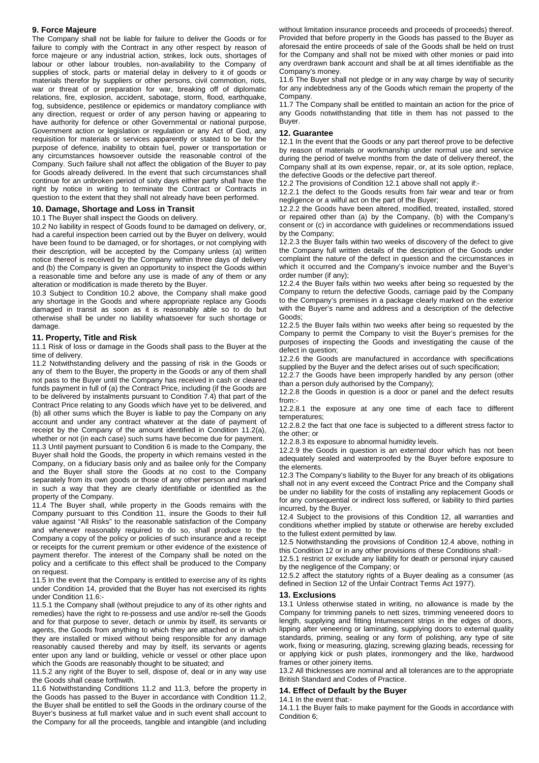## 9. Force Majeure

The Company shall not be liable for failure to deliver the Goods or for failure to comply with the Contract in any other respect by reason of force majeure or any industrial action, strikes, lock outs, shortages of labour or other labour troubles, non-availability to the Company of supplies of stock, parts or material delay in delivery to it of goods or materials therefor by suppliers or other persons, civil commotion, riots, war or threat of or preparation for war, breaking off of diplomatic relations, fire, explosion, accident, sabotage, storm, flood, earthquake, fog, subsidence, pestilence or epidemics or mandatory compliance with any direction, request or order of any person having or appearing to have authority for defence or other Governmental or national purpose, Government action or legislation or regulation or any Act of God, any requisition for materials or services apparently or stated to be for the purpose of defence, inability to obtain fuel, power or transportation or any circumstances howsoever outside the reasonable control of the Company. Such failure shall not affect the obligation of the Buyer to pay for Goods already delivered. In the event that such circumstances shall continue for an unbroken period of sixty days either party shall have the right by notice in writing to terminate the Contract or Contracts in question to the extent that they shall not already have been performed.

## 10. Damage, Shortage and Loss in Transit

10.1 The Buyer shall inspect the Goods on delivery.

10.2 No liability in respect of Goods found to be damaged on delivery, or, had a careful inspection been carried out by the Buyer on delivery, would have been found to be damaged, or for shortages, or not complying with their description, will be accepted by the Company unless (a) written notice thereof is received by the Company within three days of delivery and (b) the Company is given an opportunity to inspect the Goods within a reasonable time and before any use is made of any of them or any alteration or modification is made thereto by the Buyer.

10.3 Subject to Condition 10.2 above, the Company shall make good any shortage in the Goods and where appropriate replace any Goods damaged in transit as soon as it is reasonably able so to do but otherwise shall be under no liability whatsoever for such shortage or damage.

## 11. Property, Title and Risk

11.1 Risk of loss or damage in the Goods shall pass to the Buyer at the time of delivery.

11.2 Notwithstanding delivery and the passing of risk in the Goods or any of them to the Buyer, the property in the Goods or any of them shall not pass to the Buyer until the Company has received in cash or cleared funds payment in full of (a) the Contract Price, including (if the Goods are to be delivered by instalments pursuant to Condition 7.4) that part of the Contract Price relating to any Goods which have yet to be delivered, and (b) all other sums which the Buyer is liable to pay the Company on any account and under any contract whatever at the date of payment of receipt by the Company of the amount identified in Condition 11.2(a), whether or not (in each case) such sums have become due for payment.

11.3 Until payment pursuant to Condition 6 is made to the Company, the Buyer shall hold the Goods, the property in which remains vested in the Company, on a fiduciary basis only and as bailee only for the Company and the Buyer shall store the Goods at no cost to the Company separately from its own goods or those of any other person and marked in such a way that they are clearly identifiable or identified as the property of the Company.

11.4 The Buyer shall, while property in the Goods remains with the Company pursuant to this Condition 11, insure the Goods to their full value against "All Risks" to the reasonable satisfaction of the Company and whenever reasonably required to do so, shall produce to the Company a copy of the policy or policies of such insurance and a receipt or receipts for the current premium or other evidence of the existence of payment therefor. The interest of the Company shall be noted on the policy and a certificate to this effect shall be produced to the Company on request.

11.5 In the event that the Company is entitled to exercise any of its rights under Condition 14, provided that the Buyer has not exercised its rights under Condition 11.6:-

11.5.1 the Company shall (without prejudice to any of its other rights and remedies) have the right to re-possess and use and/or re-sell the Goods and for that purpose to sever, detach or unmix by itself, its servants or agents, the Goods from anything to which they are attached or in which they are installed or mixed without being responsible for any damage reasonably caused thereby and may by itself, its servants or agents enter upon any land or building, vehicle or vessel or other place upon which the Goods are reasonably thought to be situated; and

11.5.2 any right of the Buyer to sell, dispose of, deal or in any way use the Goods shall cease forthwith.

11.6 Notwithstanding Conditions 11.2 and 11.3, before the property in the Goods has passed to the Buyer in accordance with Condition 11.2, the Buyer shall be entitled to sell the Goods in the ordinary course of the Buyer's business at full market value and in such event shall account to the Company for all the proceeds, tangible and intangible (and including without limitation insurance proceeds and proceeds of proceeds) thereof. Provided that before property in the Goods has passed to the Buyer as aforesaid the entire proceeds of sale of the Goods shall be held on trust for the Company and shall not be mixed with other monies or paid into any overdrawn bank account and shall be at all times identifiable as the Company's money.

11.6 The Buyer shall not pledge or in any way charge by way of security for any indebtedness any of the Goods which remain the property of the Company.

11.7 The Company shall be entitled to maintain an action for the price of any Goods notwithstanding that title in them has not passed to the Buyer.

## 12. Guarantee

12.1 In the event that the Goods or any part thereof prove to be defective by reason of materials or workmanship under normal use and service during the period of twelve months from the date of delivery thereof, the Company shall at its own expense, repair, or, at its sole option, replace, the defective Goods or the defective part thereof.

12.2 The provisions of Condition 12.1 above shall not apply if:-

12.2.1 the defect to the Goods results from fair wear and tear or from negligence or a wilful act on the part of the Buyer;

12.2.2 the Goods have been altered, modified, treated, installed, stored or repaired other than (a) by the Company, (b) with the Company's consent or (c) in accordance with guidelines or recommendations issued by the Company;

12.2.3 the Buyer fails within two weeks of discovery of the defect to give the Company full written details of the description of the Goods under complaint the nature of the defect in question and the circumstances in which it occurred and the Company's invoice number and the Buyer's order number (if any);

12.2.4 the Buyer fails within two weeks after being so requested by the Company to return the defective Goods, carriage paid by the Company to the Company's premises in a package clearly marked on the exterior with the Buyer's name and address and a description of the defective Goods;

12.2.5 the Buyer fails within two weeks after being so requested by the Company to permit the Company to visit the Buyer's premises for the purposes of inspecting the Goods and investigating the cause of the defect in question;

12.2.6 the Goods are manufactured in accordance with specifications supplied by the Buyer and the defect arises out of such specification;

12.2.7 the Goods have been improperly handled by any person (other than a person duly authorised by the Company);

12.2.8 the Goods in question is a door or panel and the defect results from:-

12.2.8.1 the exposure at any one time of each face to different temperatures;

12.2.8.2 the fact that one face is subjected to a different stress factor to the other; or

12.2.8.3 its exposure to abnormal humidity levels.

12.2.9 the Goods in question is an external door which has not been adequately sealed and waterproofed by the Buyer before exposure to the elements.

12.3 The Company's liability to the Buyer for any breach of its obligations shall not in any event exceed the Contract Price and the Company shall be under no liability for the costs of installing any replacement Goods or for any consequential or indirect loss suffered, or liability to third parties incurred, by the Buyer.

12.4 Subject to the provisions of this Condition 12, all warranties and conditions whether implied by statute or otherwise are hereby excluded to the fullest extent permitted by law.

12.5 Notwithstanding the provisions of Condition 12.4 above, nothing in this Condition 12 or in any other provisions of these Conditions shall:-

12.5.1 restrict or exclude any liability for death or personal injury caused by the negligence of the Company; or

12.5.2 affect the statutory rights of a Buyer dealing as a consumer (as defined in Section 12 of the Unfair Contract Terms Act 1977).

## 13. Exclusions

13.1 Unless otherwise stated in writing, no allowance is made by the Company for trimming panels to nett sizes, trimming veneered doors to length, supplying and fitting Intumescent strips in the edges of doors, lipping after veneering or laminating, supplying doors to external quality standards, priming, sealing or any form of polishing, any type of site work, fixing or measuring, glazing, screwing glazing beads, recessing for or applying kick or push plates, ironmongery and the like, hardwood frames or other joinery items.

13.2 All thicknesses are nominal and all tolerances are to the appropriate British Standard and Codes of Practice.

## 14. Effect of Default by the Buyer

14.1 In the event that:-

14.1.1 the Buyer fails to make payment for the Goods in accordance with Condition 6;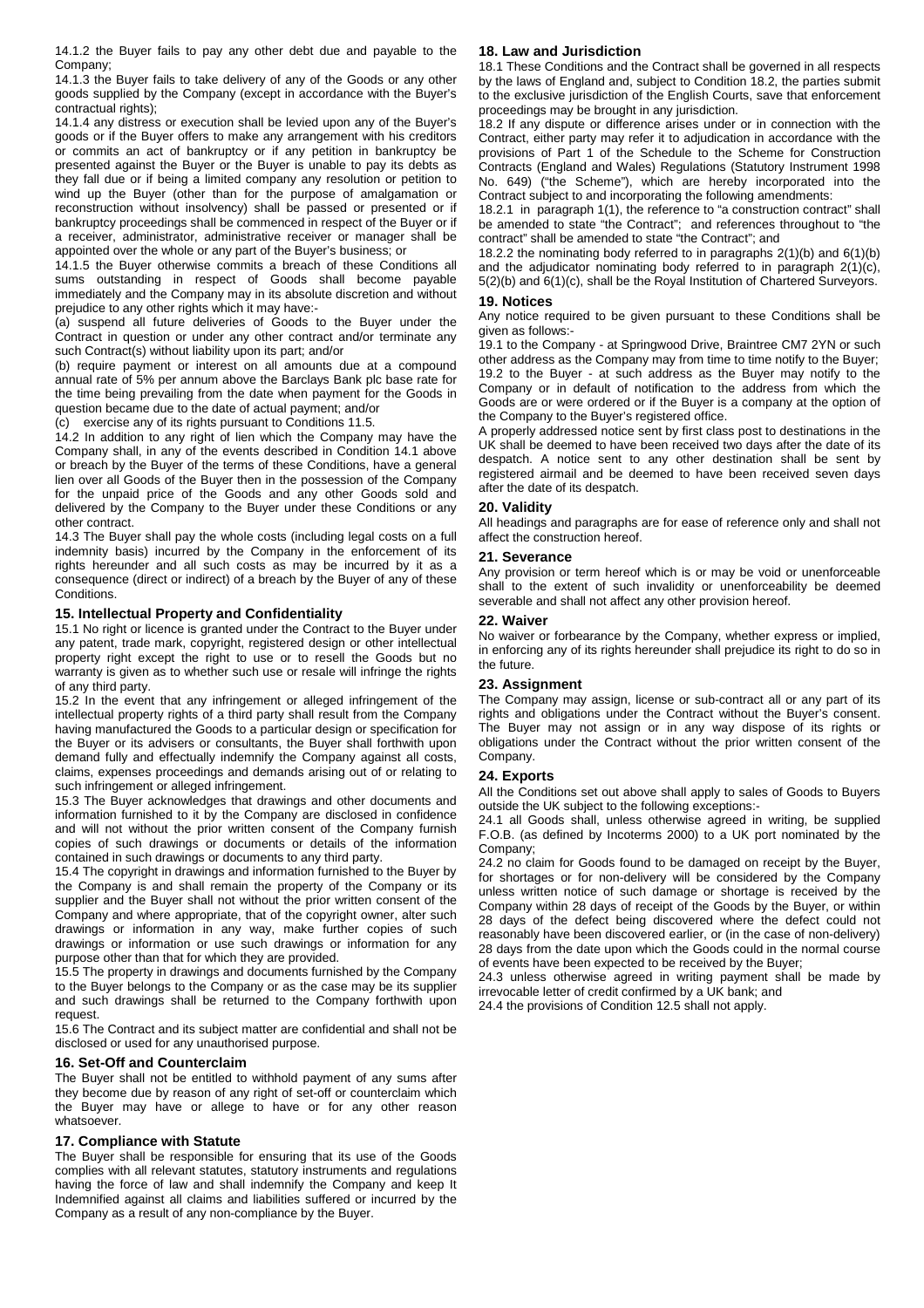14.1.2 the Buyer fails to pay any other debt due and payable to the Company;

14.1.3 the Buyer fails to take delivery of any of the Goods or any other goods supplied by the Company (except in accordance with the Buyer's contractual rights);

14.1.4 any distress or execution shall be levied upon any of the Buyer's goods or if the Buyer offers to make any arrangement with his creditors or commits an act of bankruptcy or if any petition in bankruptcy be presented against the Buyer or the Buyer is unable to pay its debts as they fall due or if being a limited company any resolution or petition to wind up the Buyer (other than for the purpose of amalgamation or reconstruction without insolvency) shall be passed or presented or if bankruptcy proceedings shall be commenced in respect of the Buyer or if a receiver, administrator, administrative receiver or manager shall be appointed over the whole or any part of the Buyer's business; or

14.1.5 the Buyer otherwise commits a breach of these Conditions all sums outstanding in respect of Goods shall become payable immediately and the Company may in its absolute discretion and without prejudice to any other rights which it may have:-

(a) suspend all future deliveries of Goods to the Buyer under the Contract in question or under any other contract and/or terminate any such Contract(s) without liability upon its part; and/or

(b) require payment or interest on all amounts due at a compound annual rate of 5% per annum above the Barclays Bank plc base rate for the time being prevailing from the date when payment for the Goods in question became due to the date of actual payment; and/or

(c) exercise any of its rights pursuant to Conditions 11.5.

14.2 In addition to any right of lien which the Company may have the Company shall, in any of the events described in Condition 14.1 above or breach by the Buyer of the terms of these Conditions, have a general lien over all Goods of the Buyer then in the possession of the Company for the unpaid price of the Goods and any other Goods sold and delivered by the Company to the Buyer under these Conditions or any other contract.

14.3 The Buyer shall pay the whole costs (including legal costs on a full indemnity basis) incurred by the Company in the enforcement of its rights hereunder and all such costs as may be incurred by it as a consequence (direct or indirect) of a breach by the Buyer of any of these Conditions.

### 15. Intellectual Property and Confidentiality

15.1 No right or licence is granted under the Contract to the Buyer under any patent, trade mark, copyright, registered design or other intellectual property right except the right to use or to resell the Goods but no warranty is given as to whether such use or resale will infringe the rights of any third party.

15.2 In the event that any infringement or alleged infringement of the intellectual property rights of a third party shall result from the Company having manufactured the Goods to a particular design or specification for the Buyer or its advisers or consultants, the Buyer shall forthwith upon demand fully and effectually indemnify the Company against all costs, claims, expenses proceedings and demands arising out of or relating to such infringement or alleged infringement.

15.3 The Buyer acknowledges that drawings and other documents and information furnished to it by the Company are disclosed in confidence and will not without the prior written consent of the Company furnish copies of such drawings or documents or details of the information contained in such drawings or documents to any third party.

15.4 The copyright in drawings and information furnished to the Buyer by the Company is and shall remain the property of the Company or its supplier and the Buyer shall not without the prior written consent of the Company and where appropriate, that of the copyright owner, alter such drawings or information in any way, make further copies of such drawings or information or use such drawings or information for any purpose other than that for which they are provided.

15.5 The property in drawings and documents furnished by the Company to the Buyer belongs to the Company or as the case may be its supplier and such drawings shall be returned to the Company forthwith upon request.

15.6 The Contract and its subject matter are confidential and shall not be disclosed or used for any unauthorised purpose.

### 16. Set-Off and Counterclaim

The Buyer shall not be entitled to withhold payment of any sums after they become due by reason of any right of set-off or counterclaim which the Buyer may have or allege to have or for any other reason whatsoever.

### 17. Compliance with Statute

The Buyer shall be responsible for ensuring that its use of the Goods complies with all relevant statutes, statutory instruments and regulations having the force of law and shall indemnify the Company and keep It Indemnified against all claims and liabilities suffered or incurred by the Company as a result of any non-compliance by the Buyer.

### 18. Law and Jurisdiction

18.1 These Conditions and the Contract shall be governed in all respects by the laws of England and, subject to Condition 18.2, the parties submit to the exclusive jurisdiction of the English Courts, save that enforcement proceedings may be brought in any jurisdiction.

18.2 If any dispute or difference arises under or in connection with the Contract, either party may refer it to adjudication in accordance with the provisions of Part 1 of the Schedule to the Scheme for Construction Contracts (England and Wales) Regulations (Statutory Instrument 1998 No. 649) ("the Scheme"), which are hereby incorporated into the Contract subject to and incorporating the following amendments:

18.2.1 in paragraph 1(1), the reference to "a construction contract" shall be amended to state "the Contract"; and references throughout to "the contract" shall be amended to state "the Contract"; and

18.2.2 the nominating body referred to in paragraphs 2(1)(b) and 6(1)(b) and the adjudicator nominating body referred to in paragraph 2(1)(c), 5(2)(b) and 6(1)(c), shall be the Royal Institution of Chartered Surveyors.

### 19. Notices

Any notice required to be given pursuant to these Conditions shall be given as follows:-

19.1 to the Company - at Springwood Drive, Braintree CM7 2YN or such other address as the Company may from time to time notify to the Buyer;

19.2 to the Buyer - at such address as the Buyer may notify to the Company or in default of notification to the address from which the Goods are or were ordered or if the Buyer is a company at the option of the Company to the Buyer's registered office.

A properly addressed notice sent by first class post to destinations in the UK shall be deemed to have been received two days after the date of its despatch. A notice sent to any other destination shall be sent by registered airmail and be deemed to have been received seven days after the date of its despatch.

### 20. Validity

All headings and paragraphs are for ease of reference only and shall not affect the construction hereof.

### 21. Severance

Any provision or term hereof which is or may be void or unenforceable shall to the extent of such invalidity or unenforceability be deemed severable and shall not affect any other provision hereof.

### 22. Waiver

No waiver or forbearance by the Company, whether express or implied, in enforcing any of its rights hereunder shall prejudice its right to do so in the future.

### 23. Assignment

The Company may assign, license or sub-contract all or any part of its rights and obligations under the Contract without the Buyer's consent. The Buyer may not assign or in any way dispose of its rights or obligations under the Contract without the prior written consent of the Company.

### 24. Exports

All the Conditions set out above shall apply to sales of Goods to Buyers outside the UK subject to the following exceptions:-

24.1 all Goods shall, unless otherwise agreed in writing, be supplied F.O.B. (as defined by Incoterms 2000) to a UK port nominated by the Company;

24.2 no claim for Goods found to be damaged on receipt by the Buyer, for shortages or for non-delivery will be considered by the Company unless written notice of such damage or shortage is received by the Company within 28 days of receipt of the Goods by the Buyer, or within 28 days of the defect being discovered where the defect could not reasonably have been discovered earlier, or (in the case of non-delivery) 28 days from the date upon which the Goods could in the normal course of events have been expected to be received by the Buyer;

24.3 unless otherwise agreed in writing payment shall be made by irrevocable letter of credit confirmed by a UK bank; and

24.4 the provisions of Condition 12.5 shall not apply.